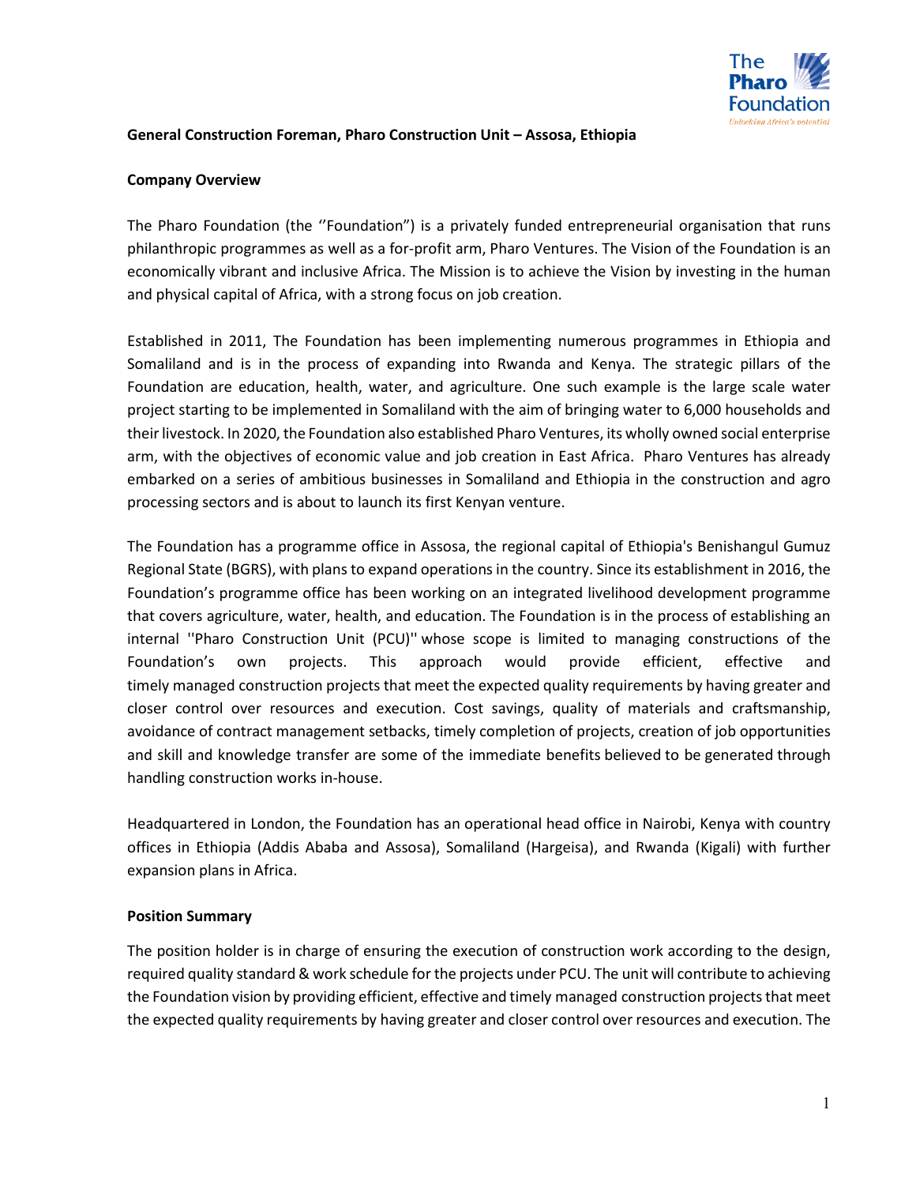**General Construction Foreman, Pharo Construction Unit – Assosa, Ethiopia**

**Company Overview**

The Pharo Foundation (the ''Foundation") is a privately funded entrepreneurial organisation that runs philanthropic programmes as well as a for-profit arm, Pharo Ventures. The Vision of the Foundation is an economically vibrant and inclusive Africa. The Mission is to achieve the Vision by investing in the human and physical capital of Africa, with a strong focus on job creation.

Established in 2011, The Foundation has been implementing numerous programmes in Ethiopia and Somaliland and is in the process of expanding into Rwanda and Kenya. The strategic pillars of the Foundation are education, health, water, and agriculture. One such example is the large scale water project starting to be implemented in Somaliland with the aim of bringing water to 6,000 households and their livestock. In 2020, the Foundation also established Pharo Ventures, its wholly owned social enterprise arm, with the objectives of economic value and job creation in East Africa. Pharo Ventures has already embarked on a series of ambitious businesses in Somaliland and Ethiopia in the construction and agro processing sectors and is about to launch its first Kenyan venture.

The Foundation has a programme office in Assosa, the regional capital of Ethiopia's Benishangul Gumuz Regional State (BGRS), with plans to expand operations in the country. Since its establishment in 2016, the Foundation's programme office has been working on an integrated livelihood development programme that covers agriculture, water, health, and education. The Foundation is in the process of establishing an internal ''Pharo Construction Unit (PCU)'' whose scope is limited to managing constructions of the Foundation's own projects. This approach would provide efficient, effective and timely managed construction projects that meet the expected quality requirements by having greater and closer control over resources and execution. Cost savings, quality of materials and craftsmanship, avoidance of contract management setbacks, timely completion of projects, creation of job opportunities and skill and knowledge transfer are some of the immediate benefits believed to be generated through handling construction works in-house.

Headquartered in London, the Foundation has an operational head office in Nairobi, Kenya with country offices in Ethiopia (Addis Ababa and Assosa), Somaliland (Hargeisa), and Rwanda (Kigali) with further expansion plans in Africa.

**Position Summary**

The position holder is in charge of ensuring the execution of construction work according to the design, required quality standard & work schedule for the projects under PCU. The unit will contribute to achieving the Foundation vision by providing efficient, effective and timely managed construction projects that meet the expected quality requirements by having greater and closer control over resources and execution. The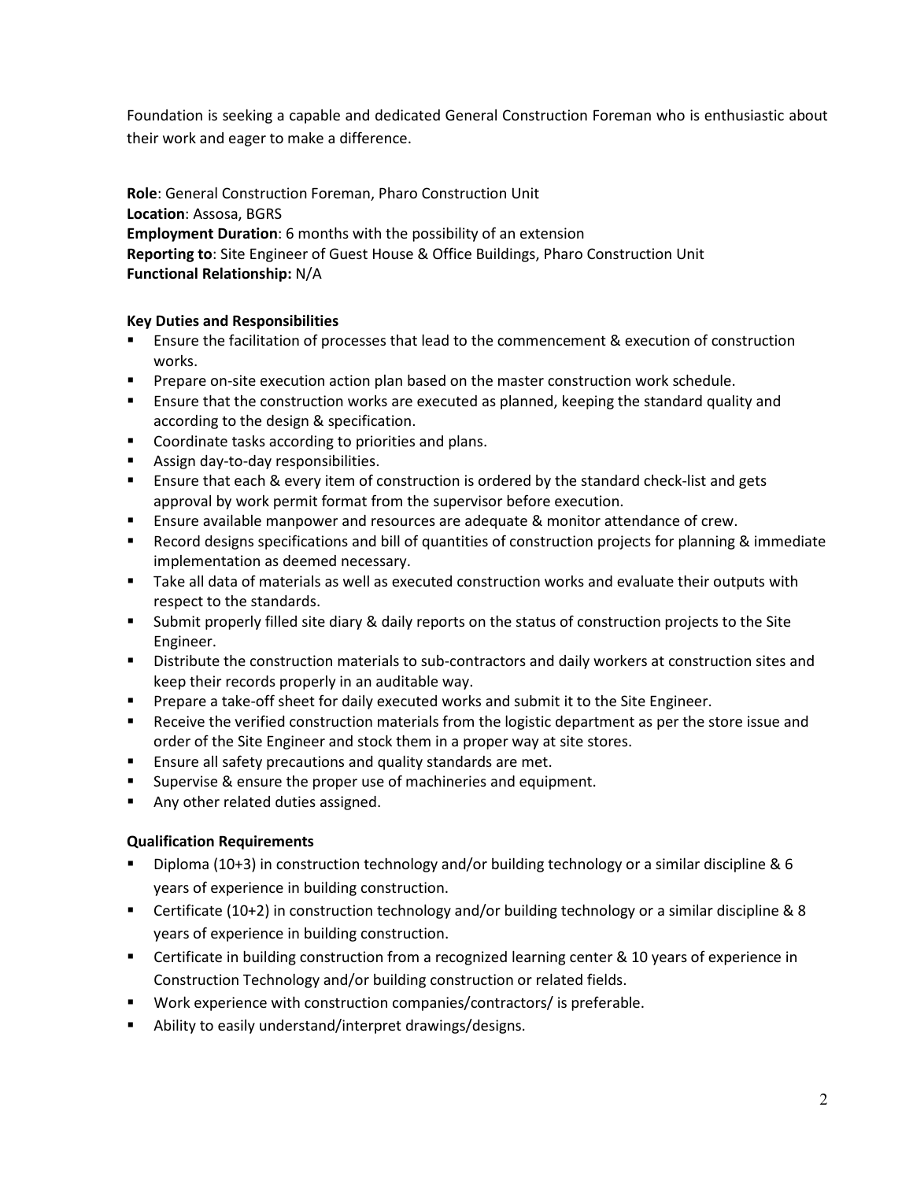Foundation is seeking a capable and dedicated General Construction Foreman who is enthusiastic about their work and eager to make a difference.

**Role**: General Construction Foreman, Pharo Construction Unit
**Location**: Assosa, BGRS
**Employment Duration**: 6 months with the possibility of an extension
**Reporting to**: Site Engineer of Guest House & Office Buildings, Pharo Construction Unit
**Functional Relationship:** N/A

**Key Duties and Responsibilities**

- Ensure the facilitation of processes that lead to the commencement & execution of construction works.
- Prepare on-site execution action plan based on the master construction work schedule.
- Ensure that the construction works are executed as planned, keeping the standard quality and according to the design & specification.
- Coordinate tasks according to priorities and plans.
- Assign day-to-day responsibilities.
- Ensure that each & every item of construction is ordered by the standard check-list and gets approval by work permit format from the supervisor before execution.
- Ensure available manpower and resources are adequate & monitor attendance of crew.
- Record designs specifications and bill of quantities of construction projects for planning & immediate implementation as deemed necessary.
- Take all data of materials as well as executed construction works and evaluate their outputs with respect to the standards.
- Submit properly filled site diary & daily reports on the status of construction projects to the Site Engineer.
- Distribute the construction materials to sub-contractors and daily workers at construction sites and keep their records properly in an auditable way.
- Prepare a take-off sheet for daily executed works and submit it to the Site Engineer.
- Receive the verified construction materials from the logistic department as per the store issue and order of the Site Engineer and stock them in a proper way at site stores.
- Ensure all safety precautions and quality standards are met.
- Supervise & ensure the proper use of machineries and equipment.
- Any other related duties assigned.

**Qualification Requirements**

- Diploma (10+3) in construction technology and/or building technology or a similar discipline & 6 years of experience in building construction.
- Certificate (10+2) in construction technology and/or building technology or a similar discipline & 8 years of experience in building construction.
- Certificate in building construction from a recognized learning center & 10 years of experience in Construction Technology and/or building construction or related fields.
- Work experience with construction companies/contractors/ is preferable.
- Ability to easily understand/interpret drawings/designs.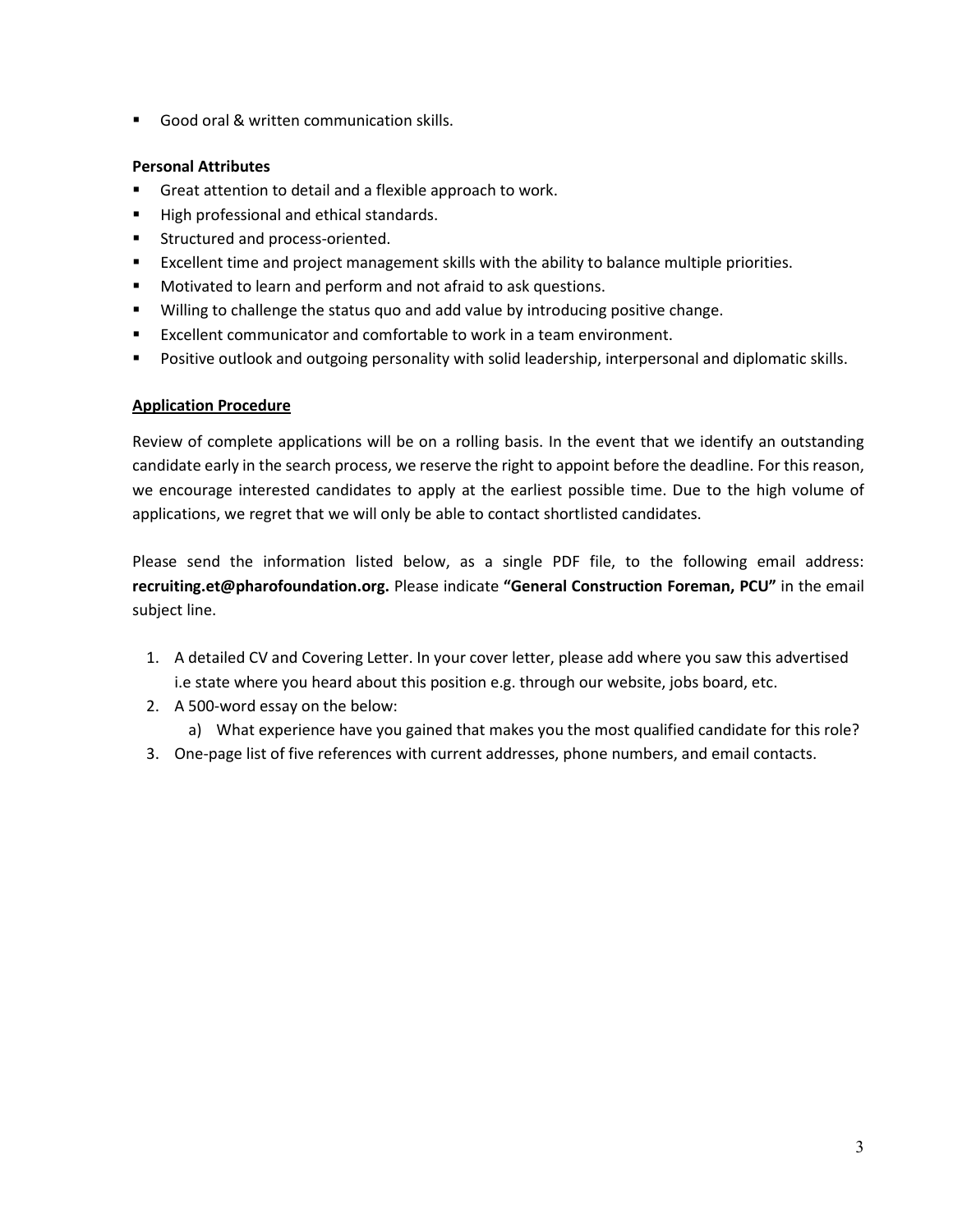- Good oral & written communication skills.

**Personal Attributes**

- Great attention to detail and a flexible approach to work.
- High professional and ethical standards.
- Structured and process-oriented.
- Excellent time and project management skills with the ability to balance multiple priorities.
- Motivated to learn and perform and not afraid to ask questions.
- Willing to challenge the status quo and add value by introducing positive change.
- Excellent communicator and comfortable to work in a team environment.
- Positive outlook and outgoing personality with solid leadership, interpersonal and diplomatic skills.

**Application Procedure**

Review of complete applications will be on a rolling basis. In the event that we identify an outstanding candidate early in the search process, we reserve the right to appoint before the deadline. For this reason, we encourage interested candidates to apply at the earliest possible time. Due to the high volume of applications, we regret that we will only be able to contact shortlisted candidates.

Please send the information listed below, as a single PDF file, to the following email address: **recruiting.et@pharofoundation.org.** Please indicate **"General Construction Foreman, PCU"** in the email subject line.

1. A detailed CV and Covering Letter. In your cover letter, please add where you saw this advertised i.e state where you heard about this position e.g. through our website, jobs board, etc.
2. A 500-word essay on the below:
   a) What experience have you gained that makes you the most qualified candidate for this role?
3. One-page list of five references with current addresses, phone numbers, and email contacts.